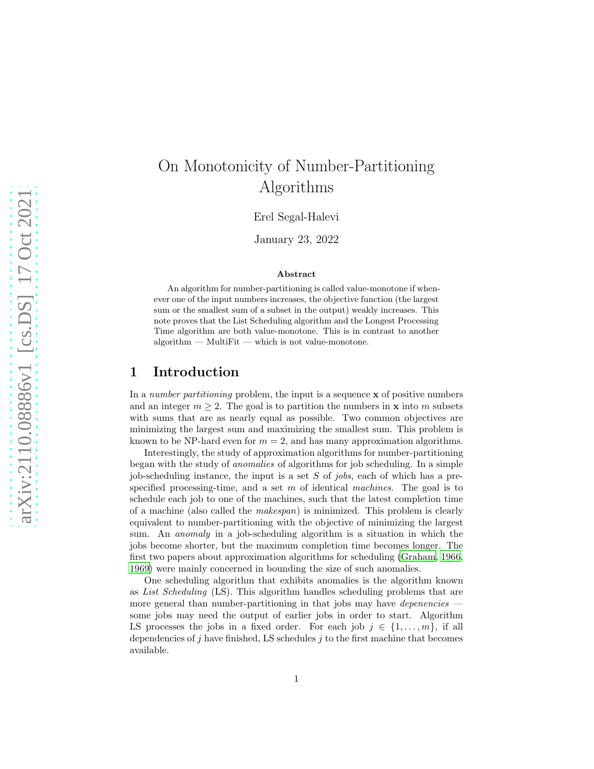# On Monotonicity of Number-Partitioning Algorithms

Erel Segal-Halevi

January 23, 2022

### Abstract

An algorithm for number-partitioning is called value-monotone if whenever one of the input numbers increases, the objective function (the largest sum or the smallest sum of a subset in the output) weakly increases. This note proves that the List Scheduling algorithm and the Longest Processing Time algorithm are both value-monotone. This is in contrast to another algorithm — MultiFit — which is not value-monotone.

## 1 Introduction

In a *number partitioning* problem, the input is a sequence $\mathbf{x}$ of positive numbers and an integer $m \geq 2$. The goal is to partition the numbers in $\mathbf{x}$ into $m$ subsets with sums that are as nearly equal as possible. Two common objectives are minimizing the largest sum and maximizing the smallest sum. This problem is known to be NP-hard even for $m = 2$, and has many approximation algorithms.

Interestingly, the study of approximation algorithms for number-partitioning began with the study of *anomalies* of algorithms for job scheduling. In a simple job-scheduling instance, the input is a set $S$ of *jobs*, each of which has a pre-specified processing-time, and a set $m$ of identical *machines*. The goal is to schedule each job to one of the machines, such that the latest completion time of a machine (also called the *makespan*) is minimized. This problem is clearly equivalent to number-partitioning with the objective of minimizing the largest sum. An *anomaly* in a job-scheduling algorithm is a situation in which the jobs become shorter, but the maximum completion time becomes longer. The first two papers about approximation algorithms for scheduling (Graham, 1966, 1969) were mainly concerned in bounding the size of such anomalies.

One scheduling algorithm that exhibits anomalies is the algorithm known as *List Scheduling* (LS). This algorithm handles scheduling problems that are more general than number-partitioning in that jobs may have *depenencies* — some jobs may need the output of earlier jobs in order to start. Algorithm LS processes the jobs in a fixed order. For each job $j \in \{1, \ldots, m\}$, if all dependencies of $j$ have finished, LS schedules $j$ to the first machine that becomes available.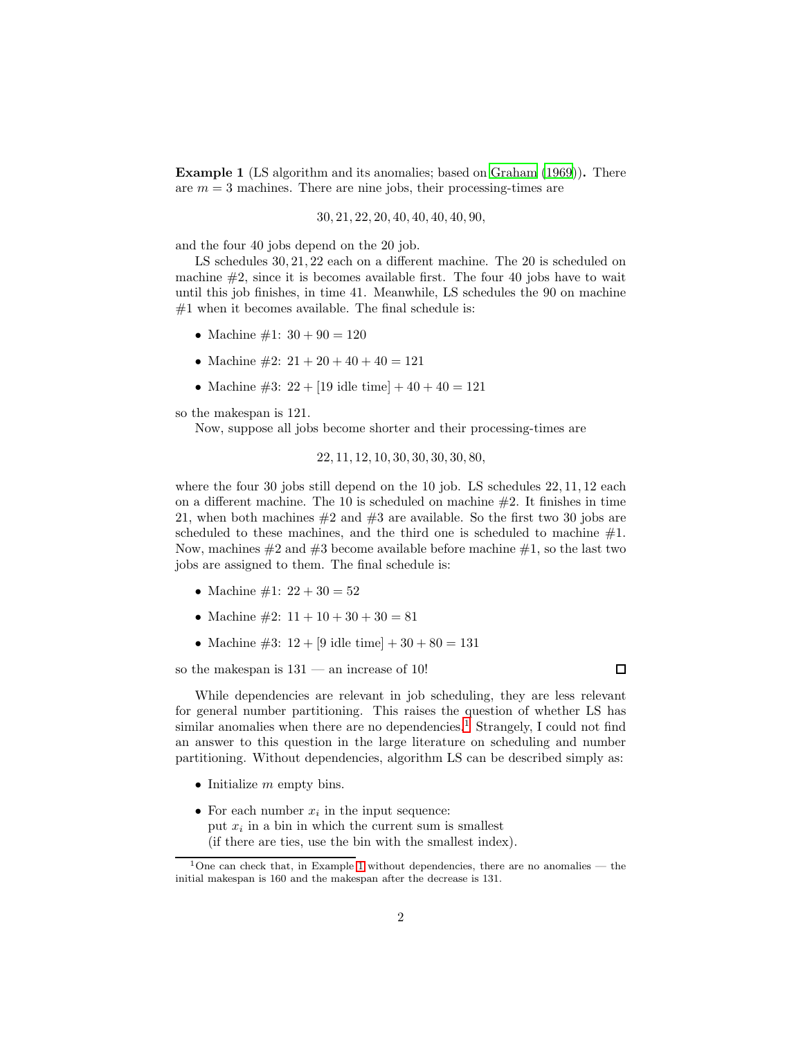**Example 1** (LS algorithm and its anomalies; based on Graham (1969)). There are $m = 3$ machines. There are nine jobs, their processing-times are

$$30, 21, 22, 20, 40, 40, 40, 40, 90,$$

and the four 40 jobs depend on the 20 job.

LS schedules $30, 21, 22$ each on a different machine. The 20 is scheduled on machine #2, since it is becomes available first. The four 40 jobs have to wait until this job finishes, in time 41. Meanwhile, LS schedules the 90 on machine #1 when it becomes available. The final schedule is:

- Machine #1: $30 + 90 = 120$
- Machine #2: $21 + 20 + 40 + 40 = 121$
- Machine #3: $22 + [19 \text{ idle time}] + 40 + 40 = 121$

so the makespan is 121.

Now, suppose all jobs become shorter and their processing-times are

$$22, 11, 12, 10, 30, 30, 30, 30, 80,$$

where the four 30 jobs still depend on the 10 job. LS schedules $22, 11, 12$ each on a different machine. The 10 is scheduled on machine #2. It finishes in time 21, when both machines #2 and #3 are available. So the first two 30 jobs are scheduled to these machines, and the third one is scheduled to machine #1. Now, machines #2 and #3 become available before machine #1, so the last two jobs are assigned to them. The final schedule is:

- Machine #1: $22 + 30 = 52$
- Machine #2: $11 + 10 + 30 + 30 = 81$
- Machine #3: $12 + [9 \text{ idle time}] + 30 + 80 = 131$

so the makespan is 131 — an increase of 10! □

While dependencies are relevant in job scheduling, they are less relevant for general number partitioning. This raises the question of whether LS has similar anomalies when there are no dependencies.[1] Strangely, I could not find an answer to this question in the large literature on scheduling and number partitioning. Without dependencies, algorithm LS can be described simply as:

- Initialize $m$ empty bins.
- For each number $x_i$ in the input sequence:
  put $x_i$ in a bin in which the current sum is smallest
  (if there are ties, use the bin with the smallest index).

[1] One can check that, in Example 1 without dependencies, there are no anomalies — the initial makespan is 160 and the makespan after the decrease is 131.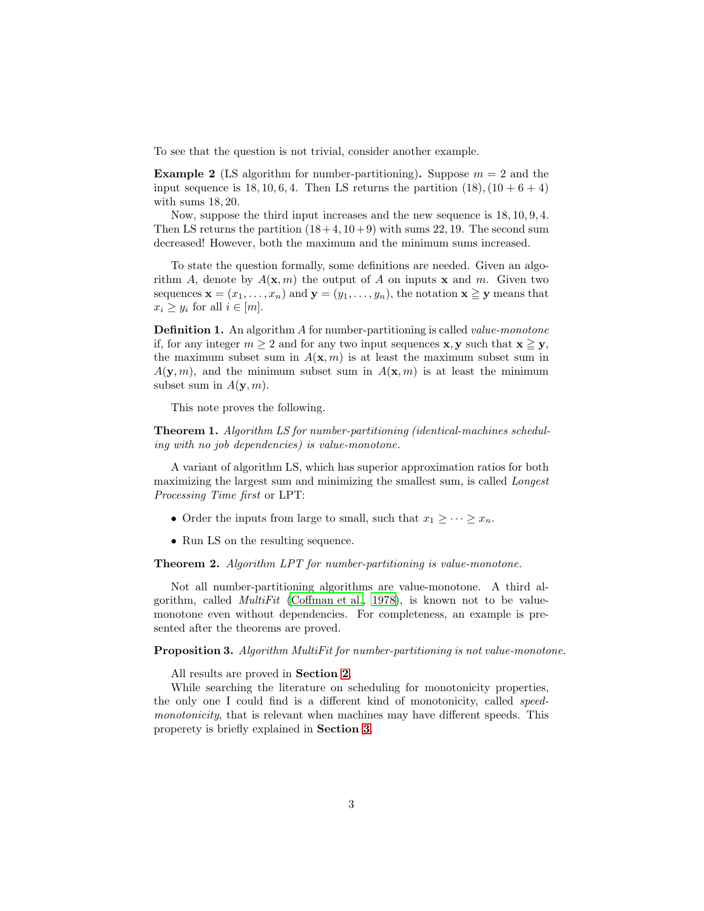To see that the question is not trivial, consider another example.

**Example 2** (LS algorithm for number-partitioning)**.** Suppose $m = 2$ and the input sequence is $18, 10, 6, 4$. Then LS returns the partition $(18), (10 + 6 + 4)$ with sums $18, 20$.

Now, suppose the third input increases and the new sequence is $18, 10, 9, 4$. Then LS returns the partition $(18+4, 10+9)$ with sums $22, 19$. The second sum decreased! However, both the maximum and the minimum sums increased.

To state the question formally, some definitions are needed. Given an algorithm $A$, denote by $A(\mathbf{x}, m)$ the output of $A$ on inputs $\mathbf{x}$ and $m$. Given two sequences $\mathbf{x} = (x_1, \ldots, x_n)$ and $\mathbf{y} = (y_1, \ldots, y_n)$, the notation $\mathbf{x} \geqq \mathbf{y}$ means that $x_i \geq y_i$ for all $i \in [m]$.

**Definition 1.** An algorithm $A$ for number-partitioning is called *value-monotone* if, for any integer $m \geq 2$ and for any two input sequences $\mathbf{x}, \mathbf{y}$ such that $\mathbf{x} \geqq \mathbf{y}$, the maximum subset sum in $A(\mathbf{x}, m)$ is at least the maximum subset sum in $A(\mathbf{y}, m)$, and the minimum subset sum in $A(\mathbf{x}, m)$ is at least the minimum subset sum in $A(\mathbf{y}, m)$.

This note proves the following.

**Theorem 1.** *Algorithm LS for number-partitioning (identical-machines scheduling with no job dependencies) is value-monotone.*

A variant of algorithm LS, which has superior approximation ratios for both maximizing the largest sum and minimizing the smallest sum, is called *Longest Processing Time first* or LPT:

- Order the inputs from large to small, such that $x_1 \geq \cdots \geq x_n$.
- Run LS on the resulting sequence.

**Theorem 2.** *Algorithm LPT for number-partitioning is value-monotone.*

Not all number-partitioning algorithms are value-monotone. A third algorithm, called *MultiFit* (Coffman et al., 1978), is known not to be value-monotone even without dependencies. For completeness, an example is presented after the theorems are proved.

**Proposition 3.** *Algorithm MultiFit for number-partitioning is not value-monotone.*

All results are proved in **Section 2**.

While searching the literature on scheduling for monotonicity properties, the only one I could find is a different kind of monotonicity, called *speed-monotonicity*, that is relevant when machines may have different speeds. This properety is briefly explained in **Section 3**.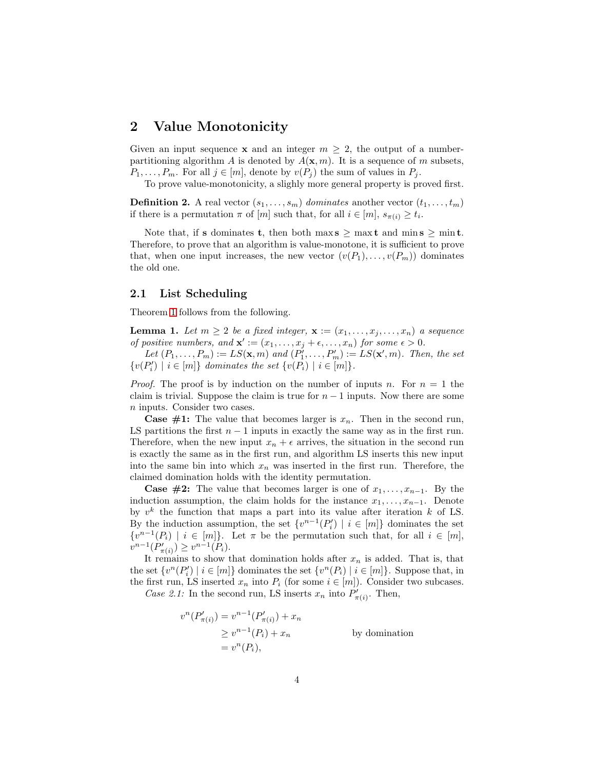## 2 Value Monotonicity

Given an input sequence $\mathbf{x}$ and an integer $m \geq 2$, the output of a number-partitioning algorithm $A$ is denoted by $A(\mathbf{x}, m)$. It is a sequence of $m$ subsets, $P_1, \ldots, P_m$. For all $j \in [m]$, denote by $v(P_j)$ the sum of values in $P_j$.

To prove value-monotonicity, a slighly more general property is proved first.

**Definition 2.** A real vector $(s_1, \ldots, s_m)$ *dominates* another vector $(t_1, \ldots, t_m)$ if there is a permutation $\pi$ of $[m]$ such that, for all $i \in [m]$, $s_{\pi(i)} \geq t_i$.

Note that, if $\mathbf{s}$ dominates $\mathbf{t}$, then both $\max \mathbf{s} \geq \max \mathbf{t}$ and $\min \mathbf{s} \geq \min \mathbf{t}$. Therefore, to prove that an algorithm is value-monotone, it is sufficient to prove that, when one input increases, the new vector $(v(P_1), \ldots, v(P_m))$ dominates the old one.

### 2.1 List Scheduling

Theorem 1 follows from the following.

**Lemma 1.** *Let $m \geq 2$ be a fixed integer, $\mathbf{x} := (x_1, \ldots, x_j, \ldots, x_n)$ a sequence of positive numbers, and $\mathbf{x}' := (x_1, \ldots, x_j + \epsilon, \ldots, x_n)$ for some $\epsilon > 0$.*

*Let $(P_1, \ldots, P_m) := LS(\mathbf{x}, m)$ and $(P'_1, \ldots, P'_m) := LS(\mathbf{x}', m)$. Then, the set $\{v(P'_i) \mid i \in [m]\}$ dominates the set $\{v(P_i) \mid i \in [m]\}$.*

*Proof.* The proof is by induction on the number of inputs $n$. For $n = 1$ the claim is trivial. Suppose the claim is true for $n - 1$ inputs. Now there are some $n$ inputs. Consider two cases.

**Case #1:** The value that becomes larger is $x_n$. Then in the second run, LS partitions the first $n - 1$ inputs in exactly the same way as in the first run. Therefore, when the new input $x_n + \epsilon$ arrives, the situation in the second run is exactly the same as in the first run, and algorithm LS inserts this new input into the same bin into which $x_n$ was inserted in the first run. Therefore, the claimed domination holds with the identity permutation.

**Case #2:** The value that becomes larger is one of $x_1, \ldots, x_{n-1}$. By the induction assumption, the claim holds for the instance $x_1, \ldots, x_{n-1}$. Denote by $v^k$ the function that maps a part into its value after iteration $k$ of LS. By the induction assumption, the set $\{v^{n-1}(P'_i) \mid i \in [m]\}$ dominates the set $\{v^{n-1}(P_i) \mid i \in [m]\}$. Let $\pi$ be the permutation such that, for all $i \in [m]$, $v^{n-1}(P'_{\pi(i)}) \geq v^{n-1}(P_i)$.

It remains to show that domination holds after $x_n$ is added. That is, that the set $\{v^n(P'_i) \mid i \in [m]\}$ dominates the set $\{v^n(P_i) \mid i \in [m]\}$. Suppose that, in the first run, LS inserted $x_n$ into $P_i$ (for some $i \in [m]$). Consider two subcases.

*Case 2.1:* In the second run, LS inserts $x_n$ into $P'_{\pi(i)}$. Then,

$$
\begin{aligned}
v^n(P'_{\pi(i)}) &= v^{n-1}(P'_{\pi(i)}) + x_n \\
&\geq v^{n-1}(P_i) + x_n && \text{by domination} \\
&= v^n(P_i),
\end{aligned}
$$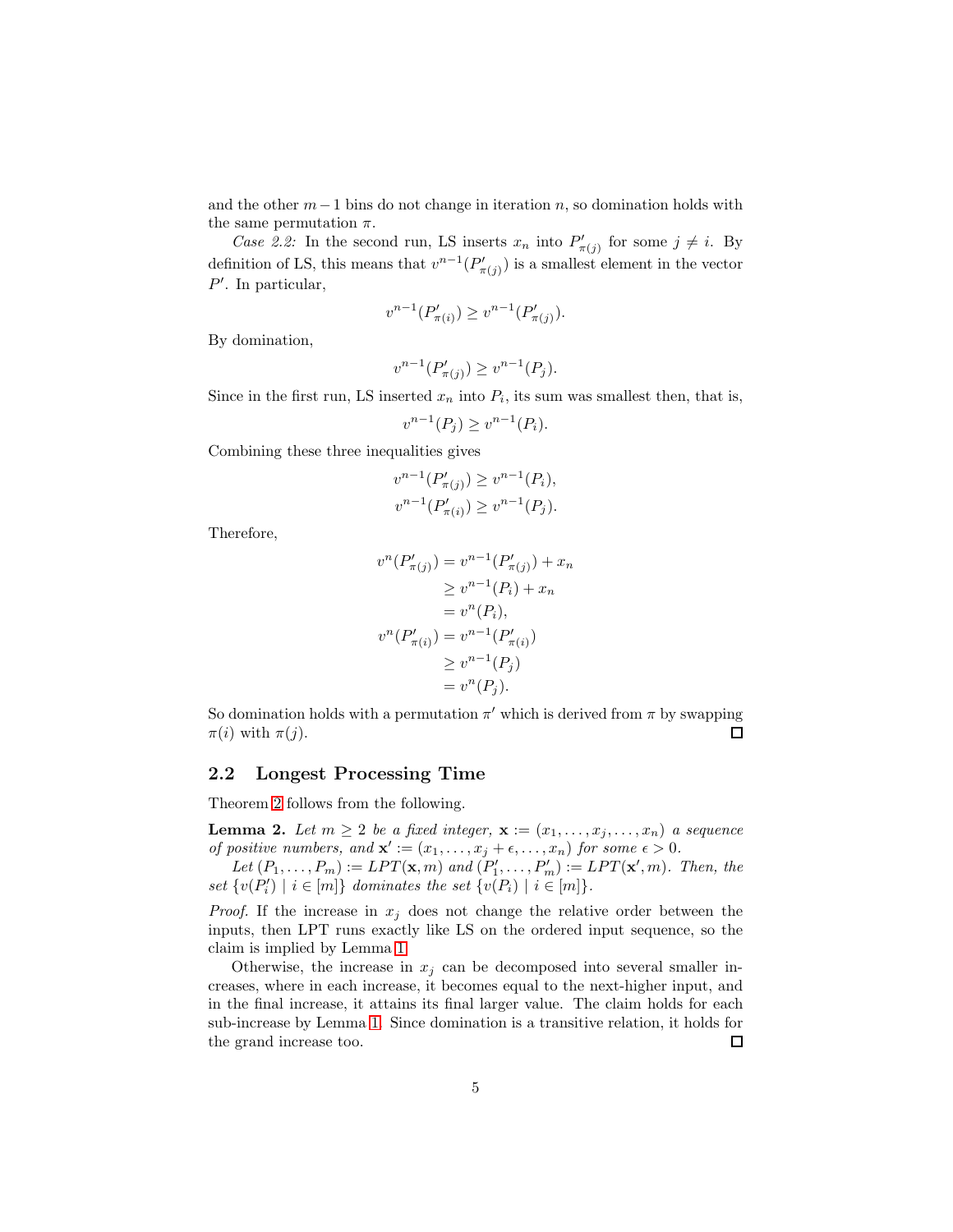and the other $m-1$ bins do not change in iteration $n$, so domination holds with the same permutation $\pi$.

*Case 2.2:* In the second run, LS inserts $x_n$ into $P'_{\pi(j)}$ for some $j \neq i$. By definition of LS, this means that $v^{n-1}(P'_{\pi(j)})$ is a smallest element in the vector $P'$. In particular,

$$v^{n-1}(P'_{\pi(i)}) \geq v^{n-1}(P'_{\pi(j)}).$$

By domination,

$$v^{n-1}(P'_{\pi(j)}) \geq v^{n-1}(P_j).$$

Since in the first run, LS inserted $x_n$ into $P_i$, its sum was smallest then, that is,

$$v^{n-1}(P_j) \geq v^{n-1}(P_i).$$

Combining these three inequalities gives

$$v^{n-1}(P'_{\pi(j)}) \geq v^{n-1}(P_i),$$
$$v^{n-1}(P'_{\pi(i)}) \geq v^{n-1}(P_j).$$

Therefore,

$$\begin{aligned}
v^{n}(P'_{\pi(j)}) &= v^{n-1}(P'_{\pi(j)}) + x_n \\
&\geq v^{n-1}(P_i) + x_n \\
&= v^{n}(P_i), \\
v^{n}(P'_{\pi(i)}) &= v^{n-1}(P'_{\pi(i)}) \\
&\geq v^{n-1}(P_j) \\
&= v^{n}(P_j).
\end{aligned}$$

So domination holds with a permutation $\pi'$ which is derived from $\pi$ by swapping $\pi(i)$ with $\pi(j)$. ☐

## 2.2 Longest Processing Time

Theorem 2 follows from the following.

**Lemma 2.** *Let $m \geq 2$ be a fixed integer, $\mathbf{x} := (x_1, \ldots, x_j, \ldots, x_n)$ a sequence of positive numbers, and $\mathbf{x}' := (x_1, \ldots, x_j + \epsilon, \ldots, x_n)$ for some $\epsilon > 0$.*

*Let $(P_1, \ldots, P_m) := LPT(\mathbf{x}, m)$ and $(P'_1, \ldots, P'_m) := LPT(\mathbf{x}', m)$. Then, the set $\{v(P'_i) \mid i \in [m]\}$ dominates the set $\{v(P_i) \mid i \in [m]\}$.*

*Proof.* If the increase in $x_j$ does not change the relative order between the inputs, then LPT runs exactly like LS on the ordered input sequence, so the claim is implied by Lemma 1.

Otherwise, the increase in $x_j$ can be decomposed into several smaller increases, where in each increase, it becomes equal to the next-higher input, and in the final increase, it attains its final larger value. The claim holds for each sub-increase by Lemma 1. Since domination is a transitive relation, it holds for the grand increase too. ☐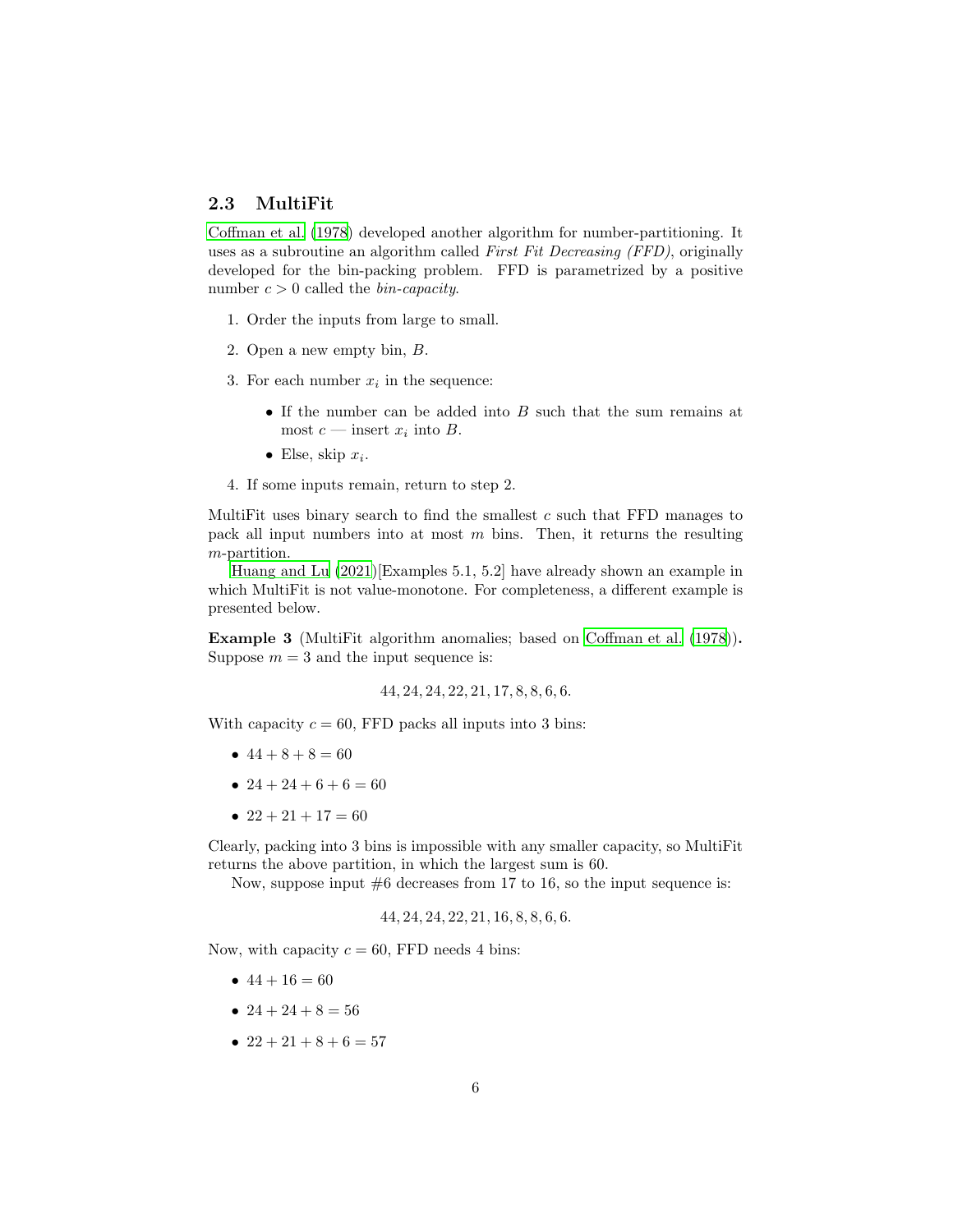### 2.3 MultiFit

Coffman et al. (1978) developed another algorithm for number-partitioning. It uses as a subroutine an algorithm called *First Fit Decreasing (FFD)*, originally developed for the bin-packing problem. FFD is parametrized by a positive number $c > 0$ called the *bin-capacity*.

1. Order the inputs from large to small.
2. Open a new empty bin, $B$.
3. For each number $x_i$ in the sequence:
   - If the number can be added into $B$ such that the sum remains at most $c$ — insert $x_i$ into $B$.
   - Else, skip $x_i$.
4. If some inputs remain, return to step 2.

MultiFit uses binary search to find the smallest $c$ such that FFD manages to pack all input numbers into at most $m$ bins. Then, it returns the resulting $m$-partition.

Huang and Lu (2021)[Examples 5.1, 5.2] have already shown an example in which MultiFit is not value-monotone. For completeness, a different example is presented below.

**Example 3** (MultiFit algorithm anomalies; based on Coffman et al. (1978))**.** Suppose $m = 3$ and the input sequence is:

$$44, 24, 24, 22, 21, 17, 8, 8, 6, 6.$$

With capacity $c = 60$, FFD packs all inputs into 3 bins:

- $44 + 8 + 8 = 60$
- $24 + 24 + 6 + 6 = 60$
- $22 + 21 + 17 = 60$

Clearly, packing into 3 bins is impossible with any smaller capacity, so MultiFit returns the above partition, in which the largest sum is 60.

Now, suppose input #6 decreases from 17 to 16, so the input sequence is:

$$44, 24, 24, 22, 21, 16, 8, 8, 6, 6.$$

Now, with capacity $c = 60$, FFD needs 4 bins:

- $44 + 16 = 60$
- $24 + 24 + 8 = 56$
- $22 + 21 + 8 + 6 = 57$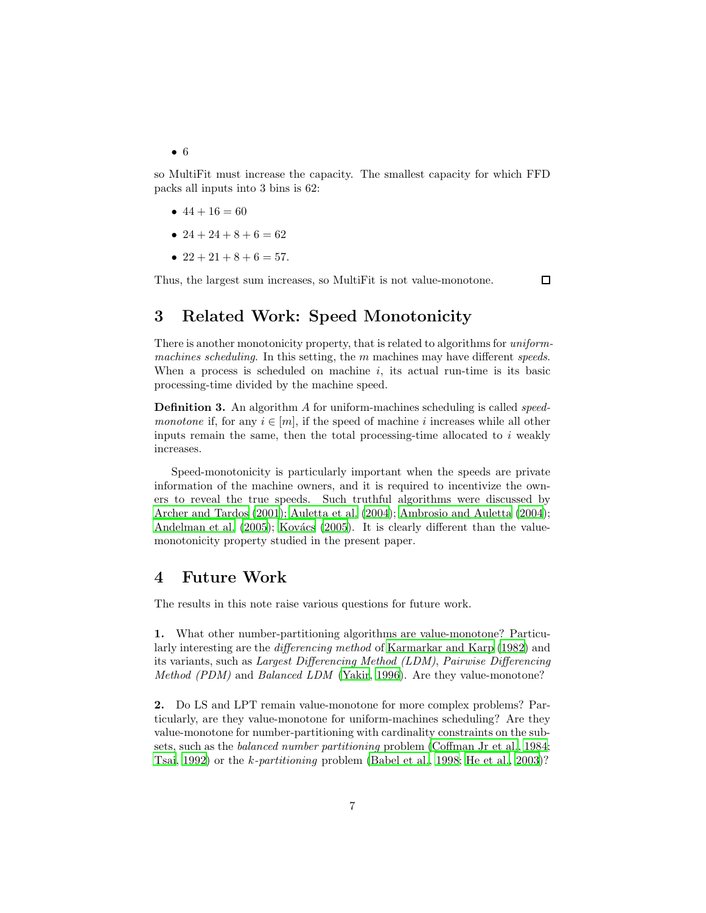- 6

so MultiFit must increase the capacity. The smallest capacity for which FFD packs all inputs into 3 bins is 62:

- $44 + 16 = 60$
- $24 + 24 + 8 + 6 = 62$
- $22 + 21 + 8 + 6 = 57$.

Thus, the largest sum increases, so MultiFit is not value-monotone. □

## 3 Related Work: Speed Monotonicity

There is another monotonicity property, that is related to algorithms for *uniform-machines scheduling*. In this setting, the $m$ machines may have different *speeds*. When a process is scheduled on machine $i$, its actual run-time is its basic processing-time divided by the machine speed.

**Definition 3.** An algorithm $A$ for uniform-machines scheduling is called *speed-monotone* if, for any $i \in [m]$, if the speed of machine $i$ increases while all other inputs remain the same, then the total processing-time allocated to $i$ weakly increases.

Speed-monotonicity is particularly important when the speeds are private information of the machine owners, and it is required to incentivize the owners to reveal the true speeds. Such truthful algorithms were discussed by Archer and Tardos (2001); Auletta et al. (2004); Ambrosio and Auletta (2004); Andelman et al. (2005); Kovács (2005). It is clearly different than the value-monotonicity property studied in the present paper.

## 4 Future Work

The results in this note raise various questions for future work.

**1.** What other number-partitioning algorithms are value-monotone? Particularly interesting are the *differencing method* of Karmarkar and Karp (1982) and its variants, such as *Largest Differencing Method (LDM)*, *Pairwise Differencing Method (PDM)* and *Balanced LDM* (Yakir, 1996). Are they value-monotone?

**2.** Do LS and LPT remain value-monotone for more complex problems? Particularly, are they value-monotone for uniform-machines scheduling? Are they value-monotone for number-partitioning with cardinality constraints on the subsets, such as the *balanced number partitioning* problem (Coffman Jr et al., 1984; Tsai, 1992) or the *k-partitioning* problem (Babel et al., 1998; He et al., 2003)?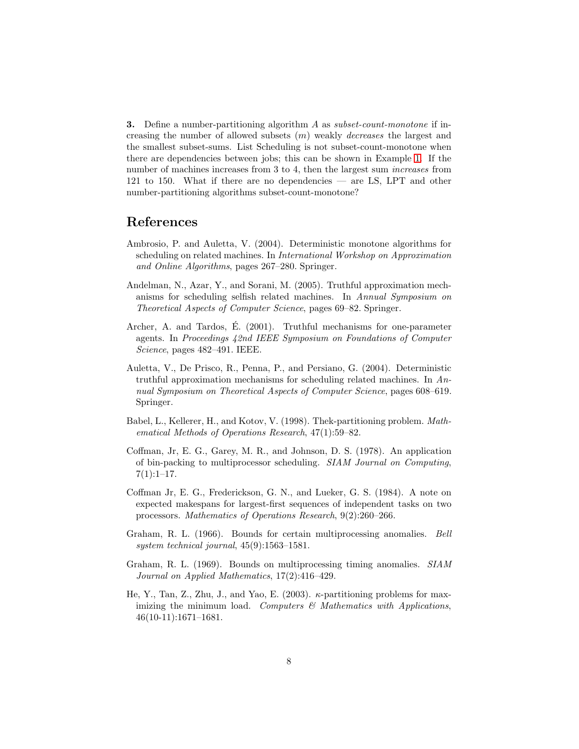**3.** Define a number-partitioning algorithm $A$ as *subset-count-monotone* if increasing the number of allowed subsets ($m$) weakly *decreases* the largest and the smallest subset-sums. List Scheduling is not subset-count-monotone when there are dependencies between jobs; this can be shown in Example 1. If the number of machines increases from 3 to 4, then the largest sum *increases* from 121 to 150. What if there are no dependencies — are LS, LPT and other number-partitioning algorithms subset-count-monotone?

## References

Ambrosio, P. and Auletta, V. (2004). Deterministic monotone algorithms for scheduling on related machines. In *International Workshop on Approximation and Online Algorithms*, pages 267–280. Springer.

Andelman, N., Azar, Y., and Sorani, M. (2005). Truthful approximation mechanisms for scheduling selfish related machines. In *Annual Symposium on Theoretical Aspects of Computer Science*, pages 69–82. Springer.

Archer, A. and Tardos, É. (2001). Truthful mechanisms for one-parameter agents. In *Proceedings 42nd IEEE Symposium on Foundations of Computer Science*, pages 482–491. IEEE.

Auletta, V., De Prisco, R., Penna, P., and Persiano, G. (2004). Deterministic truthful approximation mechanisms for scheduling related machines. In *Annual Symposium on Theoretical Aspects of Computer Science*, pages 608–619. Springer.

Babel, L., Kellerer, H., and Kotov, V. (1998). Thek-partitioning problem. *Mathematical Methods of Operations Research*, 47(1):59–82.

Coffman, Jr, E. G., Garey, M. R., and Johnson, D. S. (1978). An application of bin-packing to multiprocessor scheduling. *SIAM Journal on Computing*, 7(1):1–17.

Coffman Jr, E. G., Frederickson, G. N., and Lueker, G. S. (1984). A note on expected makespans for largest-first sequences of independent tasks on two processors. *Mathematics of Operations Research*, 9(2):260–266.

Graham, R. L. (1966). Bounds for certain multiprocessing anomalies. *Bell system technical journal*, 45(9):1563–1581.

Graham, R. L. (1969). Bounds on multiprocessing timing anomalies. *SIAM Journal on Applied Mathematics*, 17(2):416–429.

He, Y., Tan, Z., Zhu, J., and Yao, E. (2003). $\kappa$-partitioning problems for maximizing the minimum load. *Computers & Mathematics with Applications*, 46(10-11):1671–1681.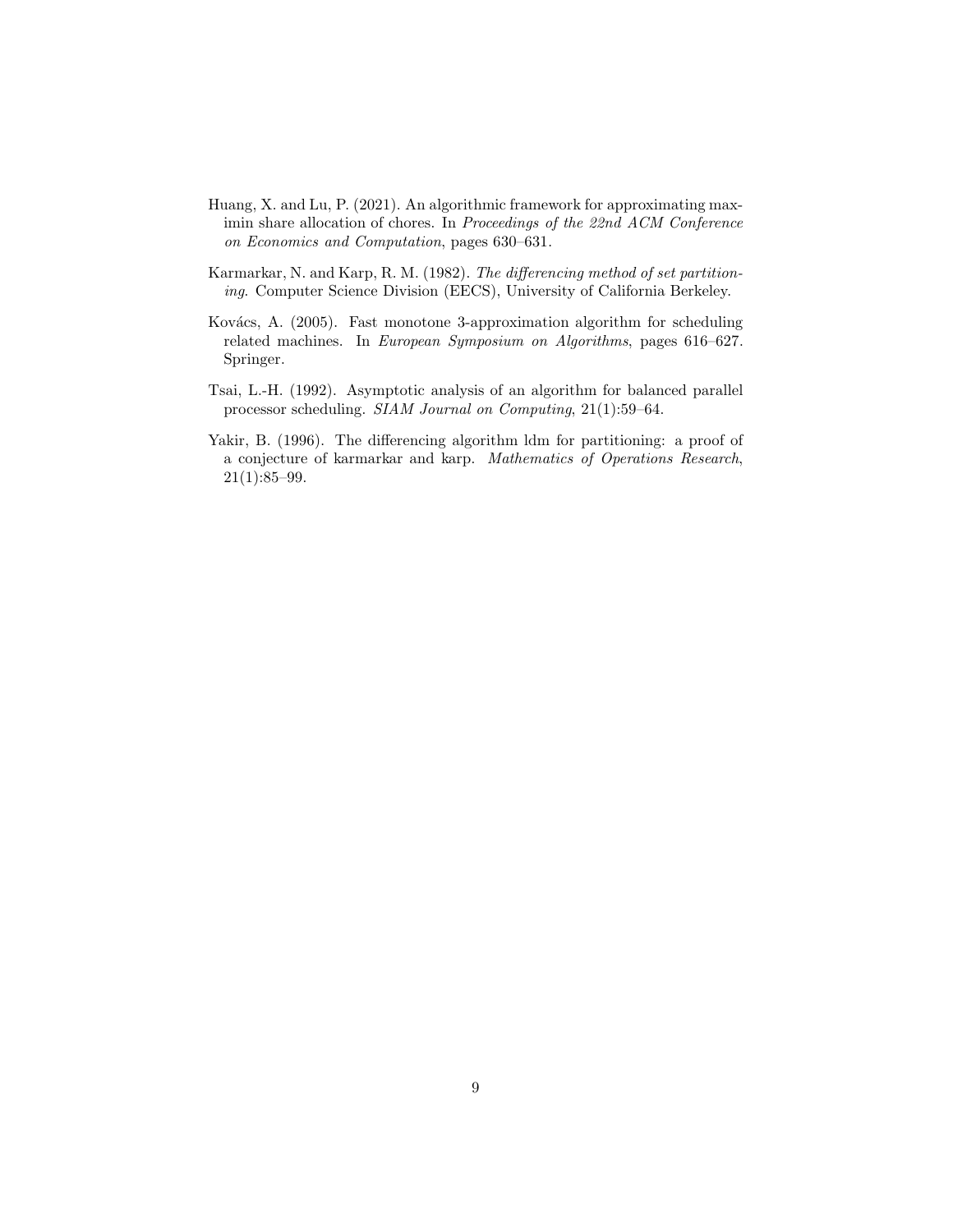Huang, X. and Lu, P. (2021). An algorithmic framework for approximating maximin share allocation of chores. In *Proceedings of the 22nd ACM Conference on Economics and Computation*, pages 630–631.

Karmarkar, N. and Karp, R. M. (1982). *The differencing method of set partitioning*. Computer Science Division (EECS), University of California Berkeley.

Kovács, A. (2005). Fast monotone 3-approximation algorithm for scheduling related machines. In *European Symposium on Algorithms*, pages 616–627. Springer.

Tsai, L.-H. (1992). Asymptotic analysis of an algorithm for balanced parallel processor scheduling. *SIAM Journal on Computing*, 21(1):59–64.

Yakir, B. (1996). The differencing algorithm ldm for partitioning: a proof of a conjecture of karmarkar and karp. *Mathematics of Operations Research*, 21(1):85–99.